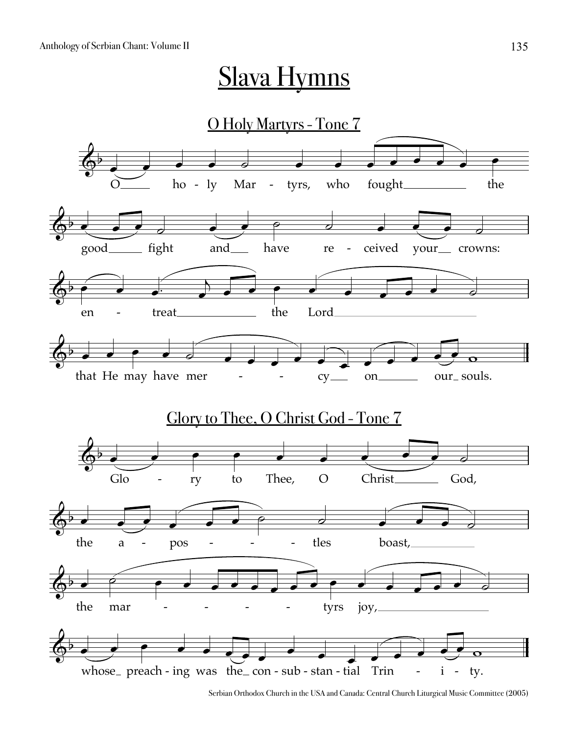# Slava Hymns

## O Holy Martyrs - Tone 7

O holy Martyrs, who fought the good fight and have received your crowns: entreat the Lord that He may have mercy on our souls.

## Glory to Thee, O Christ God - Tone 7

Glory to Thee, O Christ God, the apostles boast, the martyrs joy, whose preaching was the consubstantial Trinity.

Serbian Orthodox Church in the USA and Canada: Central Church Liturgical Music Committee (2005)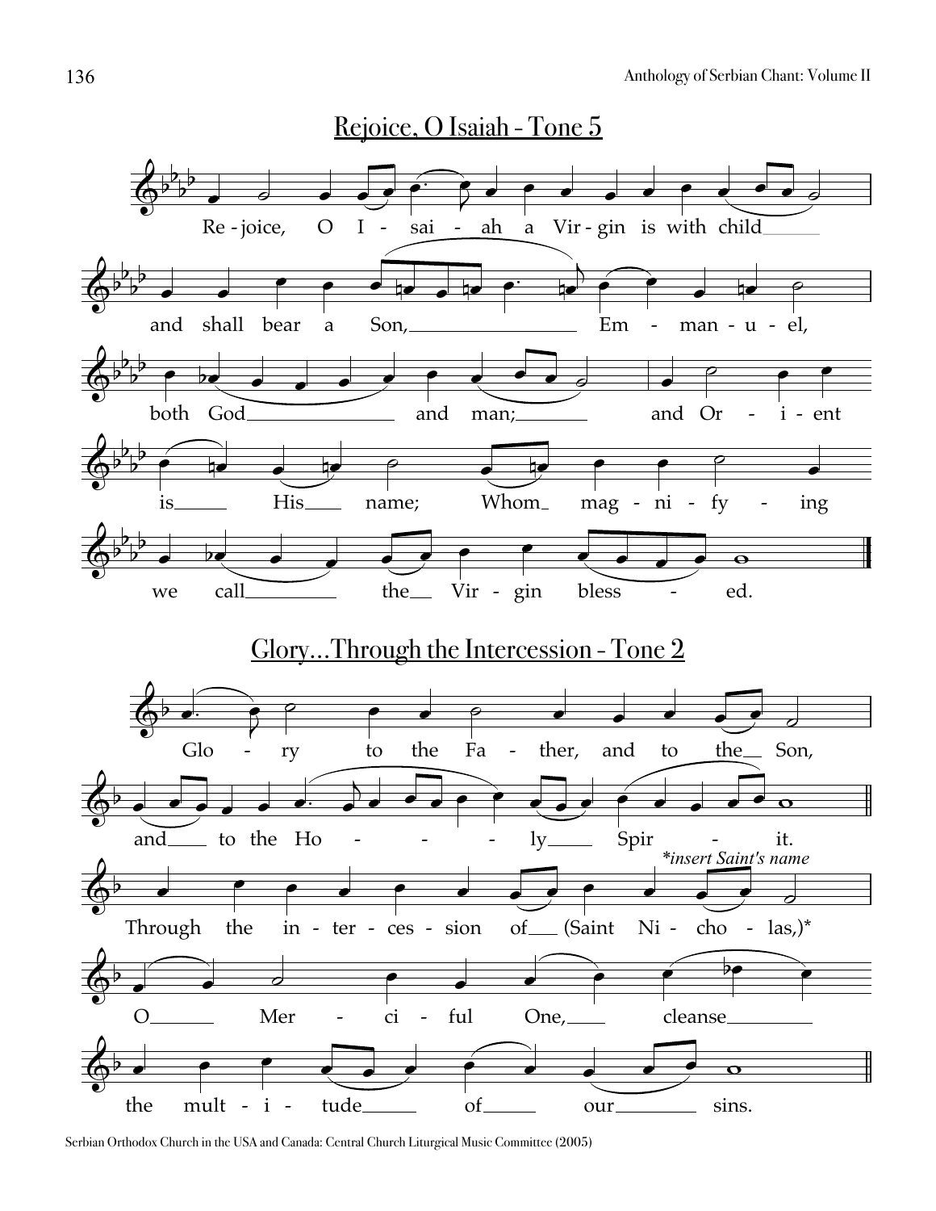## Rejoice, O Isaiah - Tone 5

Re - joice, O I - sai - ah a Vir - gin is with child and shall bear a Son, Em - man - u - el, both God and man; and Or - i - ent is His name; Whom mag - ni - fy - ing we call the Vir - gin bless - ed.

## Glory…Through the Intercession - Tone 2

Glo - ry to the Fa - ther, and to the Son, and to the Ho - ly Spir - it.

Through the in - ter - ces - sion of (Saint Ni - cho - las,)* O Mer - ci - ful One, cleanse the mult - i - tude of our sins.

*insert Saint's name

Serbian Orthodox Church in the USA and Canada: Central Church Liturgical Music Committee (2005)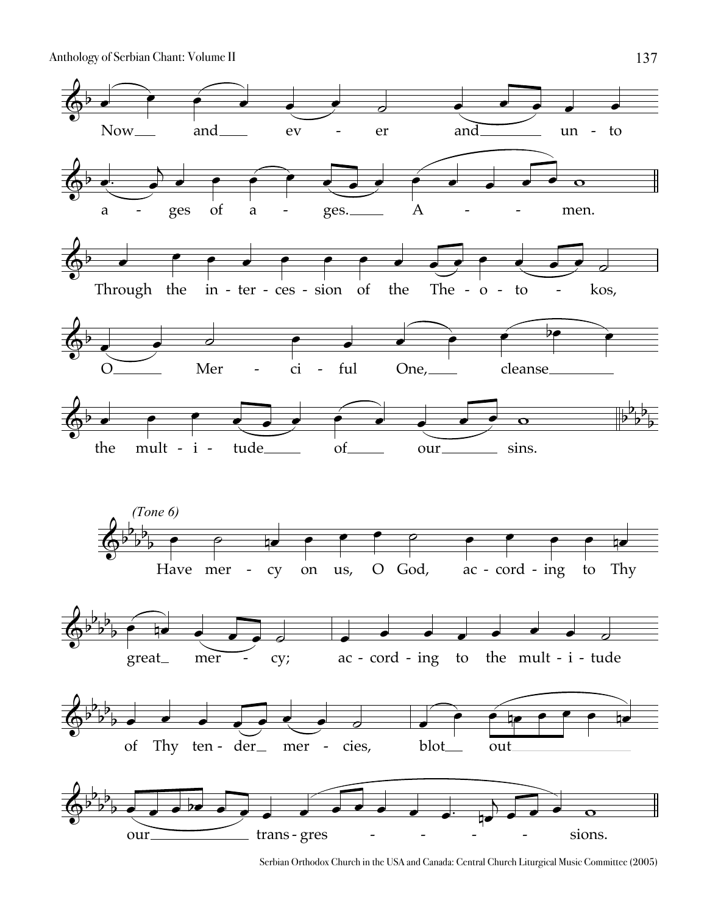Now and ever and unto ages of ages. Amen.

Through the intercession of the Theotokos, O Merciful One, cleanse the multitude of our sins.

*(Tone 6)*

Have mercy on us, O God, according to Thy great mercy; according to the multitude of Thy tender mercies, blot out our transgressions.

Serbian Orthodox Church in the USA and Canada: Central Church Liturgical Music Committee (2005)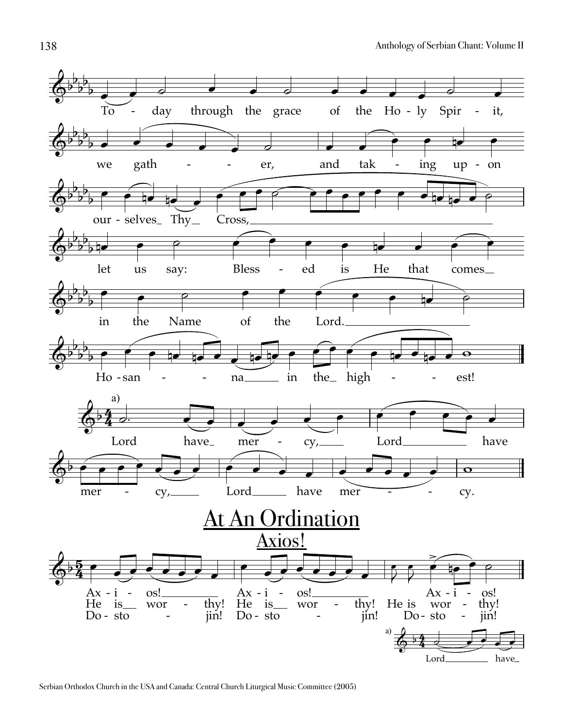To - day through the grace of the Ho - ly Spir - it,

we gath - - - er, and tak - ing up - on

our - selves Thy Cross,

let us say: Bless - ed is He that comes

in the Name of the Lord.

Ho - san - - - na in the high - - - est!

a) Lord have mer - cy, Lord have

mer - cy, Lord have mer - - - cy.

# At An Ordination

## Axios!

Ax - i - os! Ax - i - os! Ax - i - os!
He is wor - thy! He is wor - thy! He is wor - thy!
Do - sto - jin! Do - sto - jin! Do - sto - jin!

a) Lord have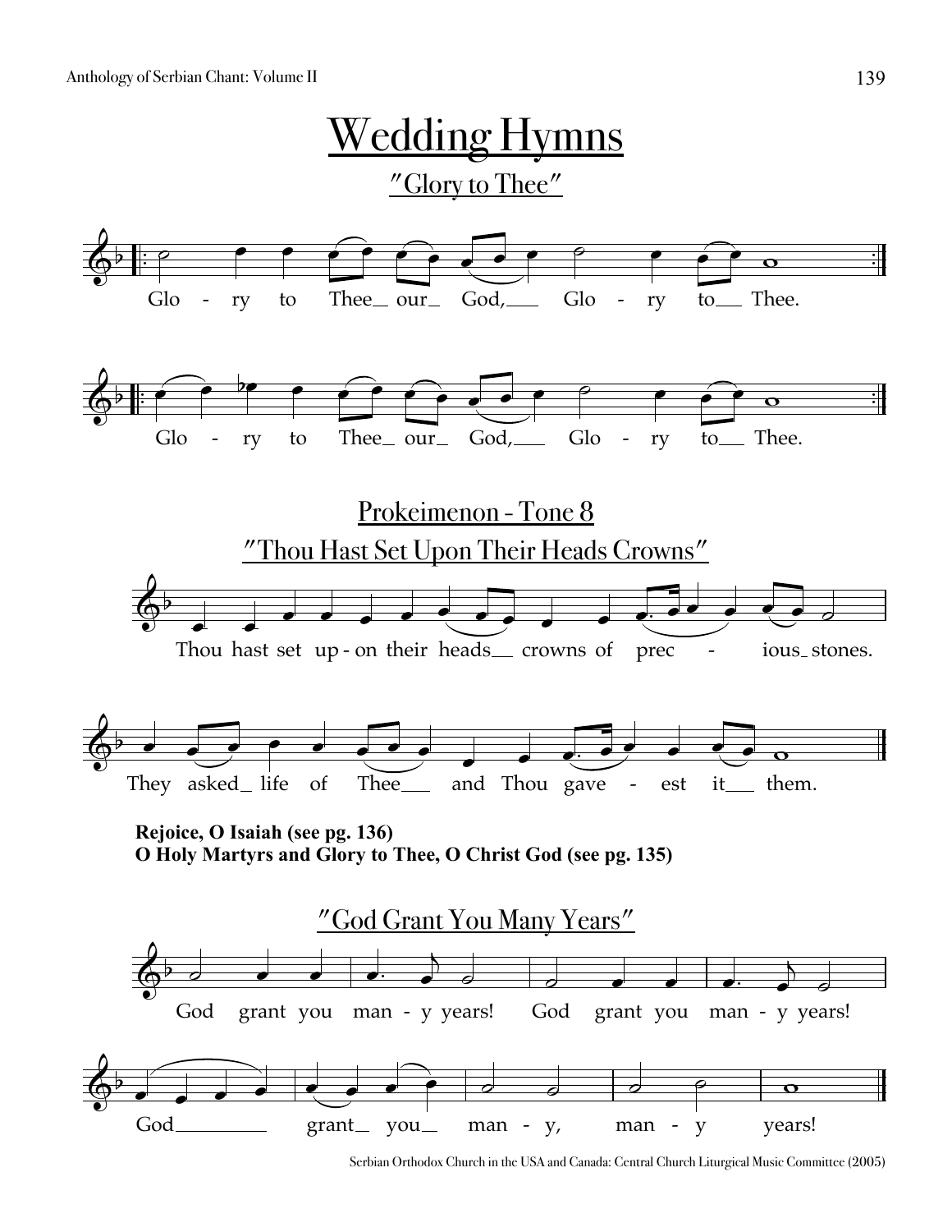# Wedding Hymns

## "Glory to Thee"

Glo - ry to Thee our God, Glo - ry to Thee.

Glo - ry to Thee our God, Glo - ry to Thee.

## Prokeimenon - Tone 8

## "Thou Hast Set Upon Their Heads Crowns"

Thou hast set up - on their heads crowns of prec - ious stones.

They asked life of Thee and Thou gave - est it them.

**Rejoice, O Isaiah (see pg. 136)**
**O Holy Martyrs and Glory to Thee, O Christ God (see pg. 135)**

## "God Grant You Many Years"

God grant you man - y years! God grant you man - y years!

God grant you man - y, man - y years!

Serbian Orthodox Church in the USA and Canada: Central Church Liturgical Music Committee (2005)